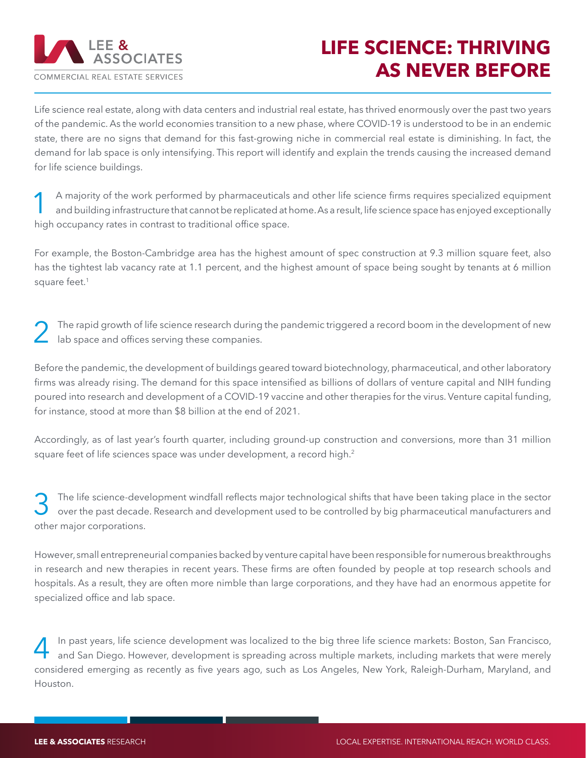# LIFE SCIENCE: THRIVING AS NEVER BEFORE

Life science real estate, along with data centers and industrial real estate, has thrived enormously over the past two years of the pandemic. As the world economies transition to a new phase, where COVID-19 is understood to be in an endemic state, there are no signs that demand for this fast-growing niche in commercial real estate is diminishing. In fact, the demand for lab space is only intensifying. This report will identify and explain the trends causing the increased demand for life science buildings.

1 A majority of the work performed by pharmaceuticals and other life science firms requires specialized equipment and building infrastructure that cannot be replicated at home. As a result, life science space has enjoyed exceptionally high occupancy rates in contrast to traditional office space.

For example, the Boston-Cambridge area has the highest amount of spec construction at 9.3 million square feet, also has the tightest lab vacancy rate at 1.1 percent, and the highest amount of space being sought by tenants at 6 million square feet.[1]

2 The rapid growth of life science research during the pandemic triggered a record boom in the development of new lab space and offices serving these companies.

Before the pandemic, the development of buildings geared toward biotechnology, pharmaceutical, and other laboratory firms was already rising. The demand for this space intensified as billions of dollars of venture capital and NIH funding poured into research and development of a COVID-19 vaccine and other therapies for the virus. Venture capital funding, for instance, stood at more than $8 billion at the end of 2021.

Accordingly, as of last year's fourth quarter, including ground-up construction and conversions, more than 31 million square feet of life sciences space was under development, a record high.[2]

3 The life science-development windfall reflects major technological shifts that have been taking place in the sector over the past decade. Research and development used to be controlled by big pharmaceutical manufacturers and other major corporations.

However, small entrepreneurial companies backed by venture capital have been responsible for numerous breakthroughs in research and new therapies in recent years. These firms are often founded by people at top research schools and hospitals. As a result, they are often more nimble than large corporations, and they have had an enormous appetite for specialized office and lab space.

4 In past years, life science development was localized to the big three life science markets: Boston, San Francisco, and San Diego. However, development is spreading across multiple markets, including markets that were merely considered emerging as recently as five years ago, such as Los Angeles, New York, Raleigh-Durham, Maryland, and Houston.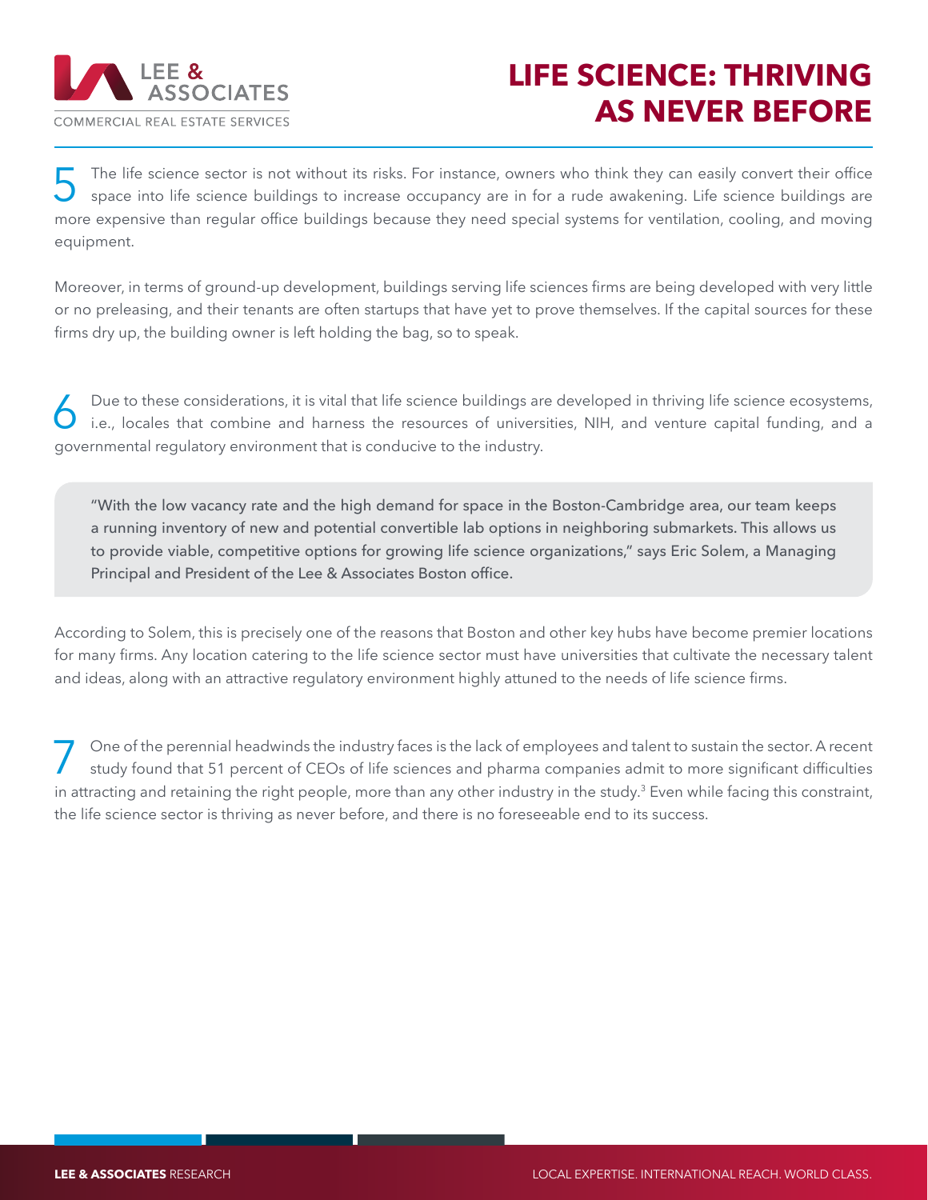5 The life science sector is not without its risks. For instance, owners who think they can easily convert their office space into life science buildings to increase occupancy are in for a rude awakening. Life science buildings are more expensive than regular office buildings because they need special systems for ventilation, cooling, and moving equipment.

Moreover, in terms of ground-up development, buildings serving life sciences firms are being developed with very little or no preleasing, and their tenants are often startups that have yet to prove themselves. If the capital sources for these firms dry up, the building owner is left holding the bag, so to speak.

6 Due to these considerations, it is vital that life science buildings are developed in thriving life science ecosystems, i.e., locales that combine and harness the resources of universities, NIH, and venture capital funding, and a governmental regulatory environment that is conducive to the industry.

> "With the low vacancy rate and the high demand for space in the Boston-Cambridge area, our team keeps a running inventory of new and potential convertible lab options in neighboring submarkets. This allows us to provide viable, competitive options for growing life science organizations," says Eric Solem, a Managing Principal and President of the Lee & Associates Boston office.

According to Solem, this is precisely one of the reasons that Boston and other key hubs have become premier locations for many firms. Any location catering to the life science sector must have universities that cultivate the necessary talent and ideas, along with an attractive regulatory environment highly attuned to the needs of life science firms.

7 One of the perennial headwinds the industry faces is the lack of employees and talent to sustain the sector. A recent study found that 51 percent of CEOs of life sciences and pharma companies admit to more significant difficulties in attracting and retaining the right people, more than any other industry in the study.[3] Even while facing this constraint, the life science sector is thriving as never before, and there is no foreseeable end to its success.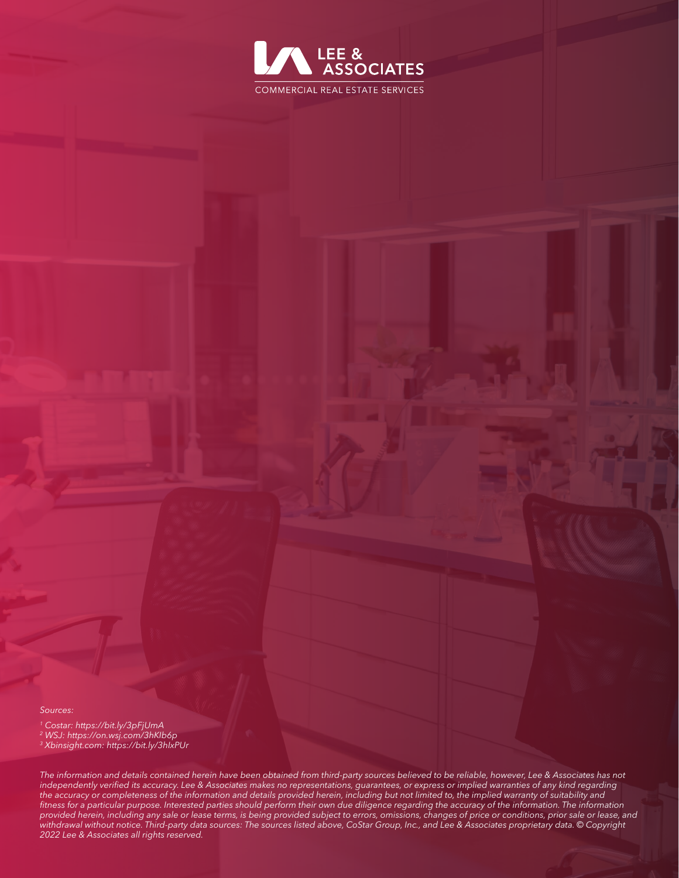LEE & ASSOCIATES

COMMERCIAL REAL ESTATE SERVICES

*Sources:*

*[1] Costar: https://bit.ly/3pFjUmA*
*[2] WSJ: https://on.wsj.com/3hKIb6p*
*[3] Xbinsight.com: https://bit.ly/3hIxPUr*

*The information and details contained herein have been obtained from third-party sources believed to be reliable, however, Lee & Associates has not independently verified its accuracy. Lee & Associates makes no representations, guarantees, or express or implied warranties of any kind regarding the accuracy or completeness of the information and details provided herein, including but not limited to, the implied warranty of suitability and fitness for a particular purpose. Interested parties should perform their own due diligence regarding the accuracy of the information. The information provided herein, including any sale or lease terms, is being provided subject to errors, omissions, changes of price or conditions, prior sale or lease, and withdrawal without notice. Third-party data sources: The sources listed above, CoStar Group, Inc., and Lee & Associates proprietary data. © Copyright 2022 Lee & Associates all rights reserved.*